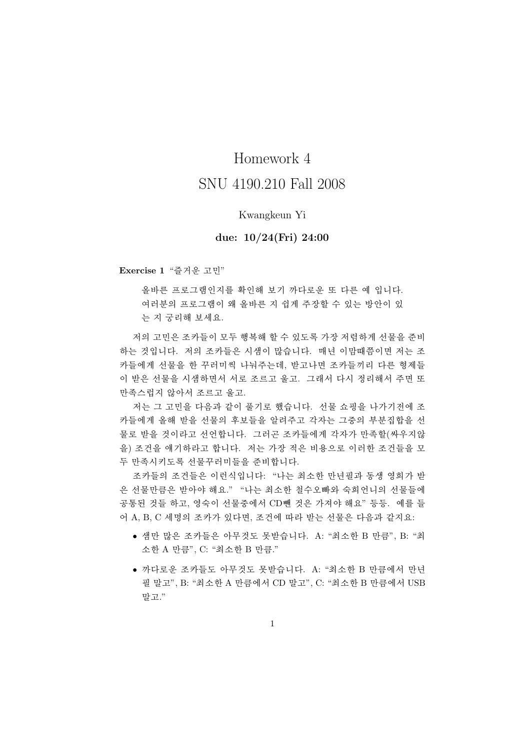# Homework 4
# SNU 4190.210 Fall 2008

Kwangkeun Yi

**due: 10/24(Fri) 24:00**

**Exercise 1** "즐거운 고민"

> 올바른 프로그램인지를 확인해 보기 까다로운 또 다른 예 입니다. 여러분의 프로그램이 왜 올바른 지 쉽게 주장할 수 있는 방안이 있는 지 궁리해 보세요.

저의 고민은 조카들이 모두 행복해 할 수 있도록 가장 저렴하게 선물을 준비하는 것입니다. 저의 조카들은 시샘이 많습니다. 매년 이맘때쯤이면 저는 조카들에게 선물을 한 꾸러미씩 나눠주는데, 받고나면 조카들끼리 다른 형제들이 받은 선물을 시샘하면서 서로 조르고 울고. 그래서 다시 정리해서 주면 또 만족스럽지 않아서 조르고 울고.

저는 그 고민을 다음과 같이 풀기로 했습니다. 선물 쇼핑을 나가기전에 조카들에게 올해 받을 선물의 후보들을 알려주고 각자는 그중의 부분집합을 선물로 받을 것이라고 선언합니다. 그러곤 조카들에게 각자가 만족할(싸우지않을) 조건을 얘기하라고 합니다. 저는 가장 적은 비용으로 이러한 조건들을 모두 만족시키도록 선물꾸러미들을 준비합니다.

조카들의 조건들은 이런식입니다: "나는 최소한 만년필과 동생 영희가 받은 선물만큼은 받아야 해요." "나는 최소한 철수오빠와 숙희언니의 선물들에 공통된 것들 하고, 영숙이 선물중에서 CD뺀 것은 가져야 해요" 등등. 예를 들어 A, B, C 세명의 조카가 있다면, 조건에 따라 받는 선물은 다음과 같지요:

- 샘만 많은 조카들은 아무것도 못받습니다. A: "최소한 B 만큼", B: "최소한 A 만큼", C: "최소한 B 만큼."
- 까다로운 조카들도 아무것도 못받습니다. A: "최소한 B 만큼에서 만년필 말고", B: "최소한 A 만큼에서 CD 말고", C: "최소한 B 만큼에서 USB 말고."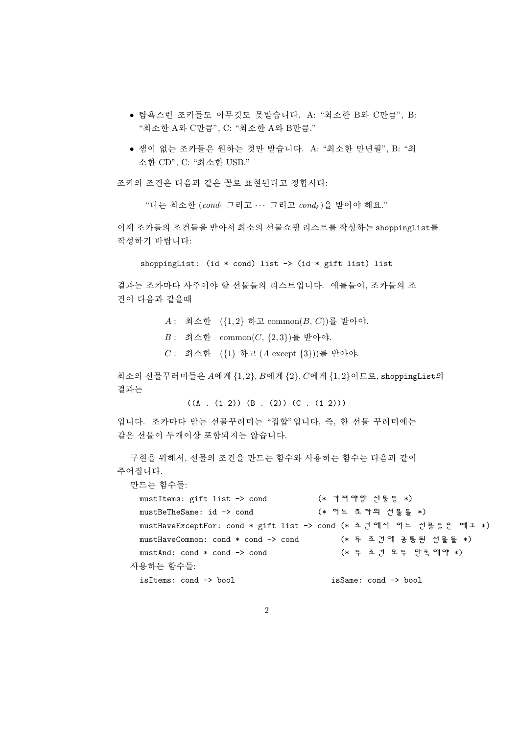- 탐욕스런 조카들도 아무것도 못받습니다. A: "최소한 B와 C만큼", B: "최소한 A와 C만큼", C: "최소한 A와 B만큼."
- 샘이 없는 조카들은 원하는 것만 받습니다. A: "최소한 만년필", B: "최소한 CD", C: "최소한 USB."

조카의 조건은 다음과 같은 꼴로 표현된다고 정합시다:

"나는 최소한 ($cond_1$ 그리고 $\cdots$ 그리고 $cond_k$)을 받아야 해요."

이제 조카들의 조건들을 받아서 최소의 선물쇼핑 리스트를 작성하는 shoppingList를 작성하기 바랍니다:

```
shoppingList: (id * cond) list -> (id * gift list) list
```

결과는 조카마다 사주어야 할 선물들의 리스트입니다. 예를들어, 조카들의 조건이 다음과 같을때

$A$ : 최소한 $(\{1, 2\}$ 하고 $\text{common}(B, C))$를 받아야.

$B$ : 최소한 $\text{common}(C, \{2, 3\})$를 받아야.

$C$ : 최소한 $(\{1\}$ 하고 $(A \text{ except } \{3\}))$를 받아야.

최소의 선물꾸러미들은 $A$에게 $\{1, 2\}$, $B$에게 $\{2\}$, $C$에게 $\{1, 2\}$이므로, shoppingList의 결과는

```
((A . (1 2)) (B . (2)) (C . (1 2)))
```

입니다. 조카마다 받는 선물꾸러미는 "집합"입니다, 즉, 한 선물 꾸러미에는 같은 선물이 두개이상 포함되지는 않습니다.

구현을 위해서, 선물의 조건을 만드는 함수와 사용하는 함수는 다음과 같이 주어집니다.

만드는 함수들:

```
mustItems: gift list -> cond                 (* 가져야할 선물들 *)
mustBeTheSame: id -> cond                    (* 어느 조카의 선물들 *)
mustHaveExceptFor: cond * gift list -> cond  (* 조건에서 어느 선물들은 빼고 *)
mustHaveCommon: cond * cond -> cond          (* 두 조건에 공통된 선물들 *)
mustAnd: cond * cond -> cond                 (* 두 조건 모두 만족해야 *)
```

사용하는 함수들:

```
isItems: cond -> bool                        isSame: cond -> bool
```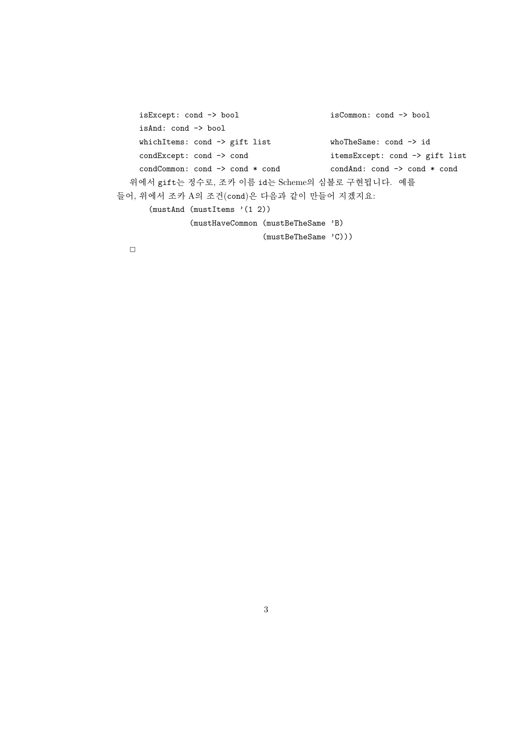```
isExcept: cond -> bool                isCommon: cond -> bool
isAnd: cond -> bool
whichItems: cond -> gift list         whoTheSame: cond -> id
condExcept: cond -> cond              itemsExcept: cond -> gift list
condCommon: cond -> cond * cond       condAnd: cond -> cond * cond
```

위에서 `gift`는 정수로, 조카 이름 `id`는 Scheme의 심볼로 구현됩니다. 예를 들어, 위에서 조카 A의 조건(`cond`)은 다음과 같이 만들어 지겠지요:

```
(mustAnd (mustItems '(1 2))
         (mustHaveCommon (mustBeTheSame 'B)
                         (mustBeTheSame 'C)))
```

□